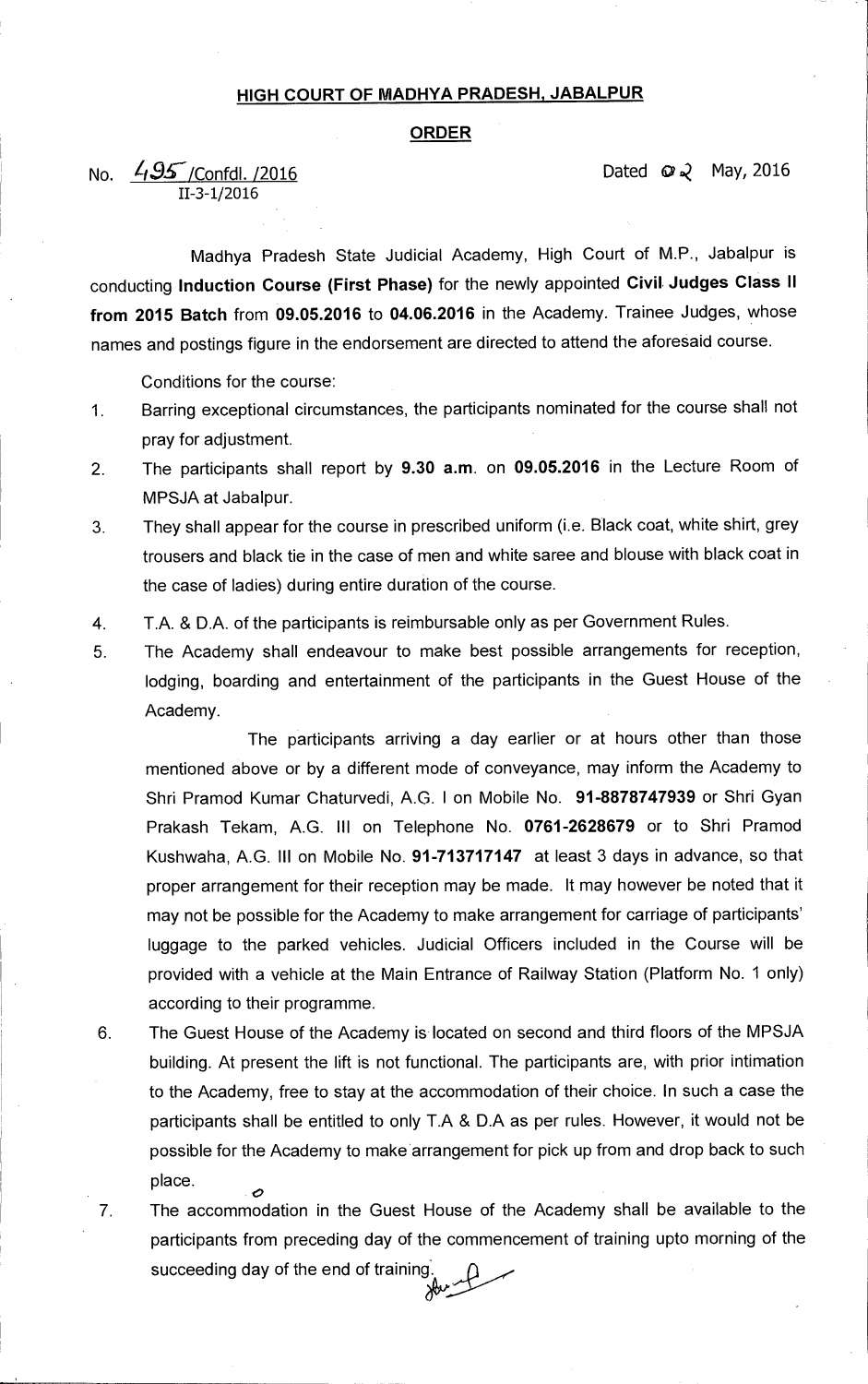# HIGH COURT OF MADHYA PRADESH, JABALPUR

## ORDER

No. 495 /Confdl. /2016 Dated 02 May, 2016
II-3-1/2016

Madhya Pradesh State Judicial Academy, High Court of M.P., Jabalpur is conducting **Induction Course (First Phase)** for the newly appointed **Civil Judges Class II from 2015 Batch** from **09.05.2016** to **04.06.2016** in the Academy. Trainee Judges, whose names and postings figure in the endorsement are directed to attend the aforesaid course.

Conditions for the course:

1. Barring exceptional circumstances, the participants nominated for the course shall not pray for adjustment.
2. The participants shall report by **9.30 a.m.** on **09.05.2016** in the Lecture Room of MPSJA at Jabalpur.
3. They shall appear for the course in prescribed uniform (i.e. Black coat, white shirt, grey trousers and black tie in the case of men and white saree and blouse with black coat in the case of ladies) during entire duration of the course.
4. T.A. & D.A. of the participants is reimbursable only as per Government Rules.
5. The Academy shall endeavour to make best possible arrangements for reception, lodging, boarding and entertainment of the participants in the Guest House of the Academy.

   The participants arriving a day earlier or at hours other than those mentioned above or by a different mode of conveyance, may inform the Academy to Shri Pramod Kumar Chaturvedi, A.G. I on Mobile No. **91-8878747939** or Shri Gyan Prakash Tekam, A.G. III on Telephone No. **0761-2628679** or to Shri Pramod Kushwaha, A.G. III on Mobile No. **91-713717147** at least 3 days in advance, so that proper arrangement for their reception may be made. It may however be noted that it may not be possible for the Academy to make arrangement for carriage of participants' luggage to the parked vehicles. Judicial Officers included in the Course will be provided with a vehicle at the Main Entrance of Railway Station (Platform No. 1 only) according to their programme.
6. The Guest House of the Academy is located on second and third floors of the MPSJA building. At present the lift is not functional. The participants are, with prior intimation to the Academy, free to stay at the accommodation of their choice. In such a case the participants shall be entitled to only T.A & D.A as per rules. However, it would not be possible for the Academy to make arrangement for pick up from and drop back to such place.
7. The accommodation in the Guest House of the Academy shall be available to the participants from preceding day of the commencement of training upto morning of the succeeding day of the end of training.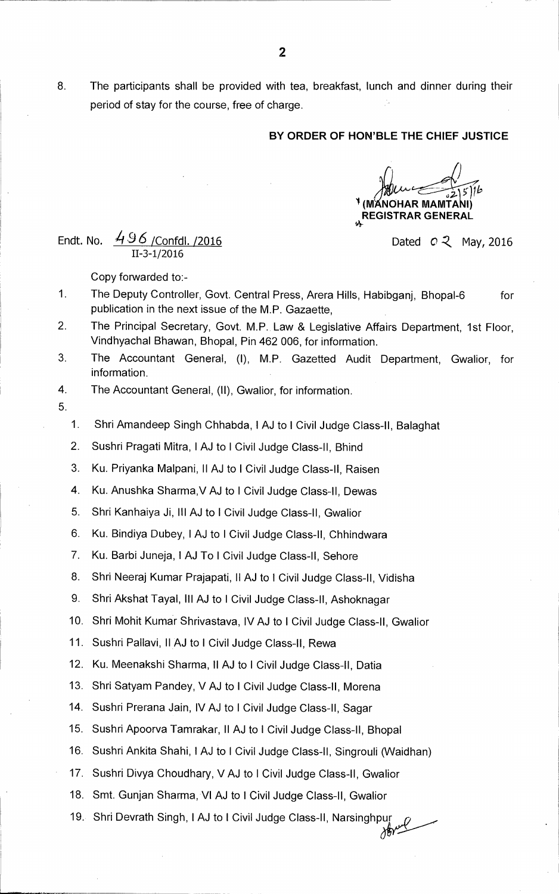8. The participants shall be provided with tea, breakfast, lunch and dinner during their period of stay for the course, free of charge.

**BY ORDER OF HON'BLE THE CHIEF JUSTICE**

02/5/16

**(MANOHAR MAMTANI)**
**REGISTRAR GENERAL**

Endt. No. 496 /Confdl. /2016
II-3-1/2016

Dated 02 May, 2016

Copy forwarded to:-

1. The Deputy Controller, Govt. Central Press, Arera Hills, Habibganj, Bhopal-6 for publication in the next issue of the M.P. Gazaette,
2. The Principal Secretary, Govt. M.P. Law & Legislative Affairs Department, 1st Floor, Vindhyachal Bhawan, Bhopal, Pin 462 006, for information.
3. The Accountant General, (I), M.P. Gazetted Audit Department, Gwalior, for information.
4. The Accountant General, (II), Gwalior, for information.
5.
   1. Shri Amandeep Singh Chhabda, I AJ to I Civil Judge Class-II, Balaghat
   2. Sushri Pragati Mitra, I AJ to I Civil Judge Class-II, Bhind
   3. Ku. Priyanka Malpani, II AJ to I Civil Judge Class-II, Raisen
   4. Ku. Anushka Sharma,V AJ to I Civil Judge Class-II, Dewas
   5. Shri Kanhaiya Ji, III AJ to I Civil Judge Class-II, Gwalior
   6. Ku. Bindiya Dubey, I AJ to I Civil Judge Class-II, Chhindwara
   7. Ku. Barbi Juneja, I AJ To I Civil Judge Class-II, Sehore
   8. Shri Neeraj Kumar Prajapati, II AJ to I Civil Judge Class-II, Vidisha
   9. Shri Akshat Tayal, III AJ to I Civil Judge Class-II, Ashoknagar
   10. Shri Mohit Kumar Shrivastava, IV AJ to I Civil Judge Class-II, Gwalior
   11. Sushri Pallavi, II AJ to I Civil Judge Class-II, Rewa
   12. Ku. Meenakshi Sharma, II AJ to I Civil Judge Class-II, Datia
   13. Shri Satyam Pandey, V AJ to I Civil Judge Class-II, Morena
   14. Sushri Prerana Jain, IV AJ to I Civil Judge Class-II, Sagar
   15. Sushri Apoorva Tamrakar, II AJ to I Civil Judge Class-II, Bhopal
   16. Sushri Ankita Shahi, I AJ to I Civil Judge Class-II, Singrouli (Waidhan)
   17. Sushri Divya Choudhary, V AJ to I Civil Judge Class-II, Gwalior
   18. Smt. Gunjan Sharma, VI AJ to I Civil Judge Class-II, Gwalior
   19. Shri Devrath Singh, I AJ to I Civil Judge Class-II, Narsinghpur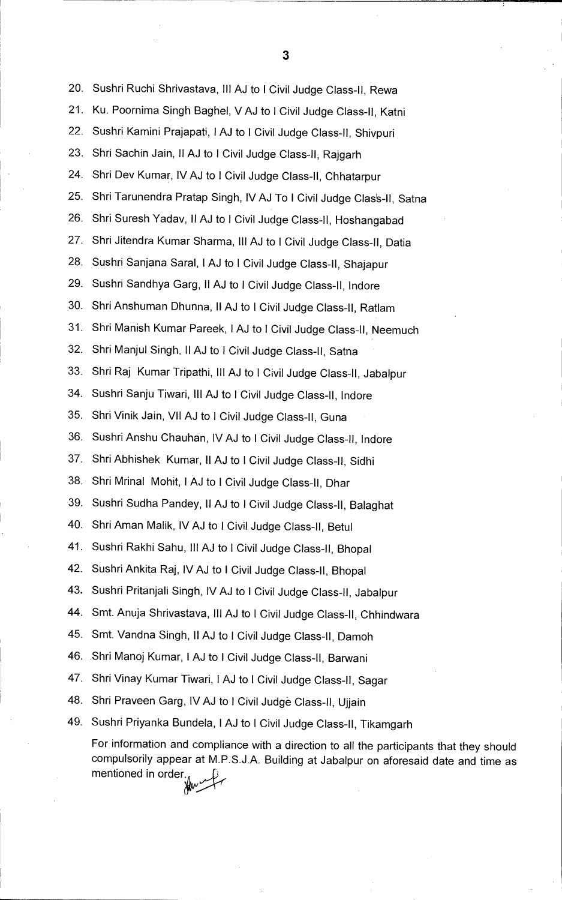20. Sushri Ruchi Shrivastava, III AJ to I Civil Judge Class-II, Rewa
21. Ku. Poornima Singh Baghel, V AJ to I Civil Judge Class-II, Katni
22. Sushri Kamini Prajapati, I AJ to I Civil Judge Class-II, Shivpuri
23. Shri Sachin Jain, II AJ to I Civil Judge Class-II, Rajgarh
24. Shri Dev Kumar, IV AJ to I Civil Judge Class-II, Chhatarpur
25. Shri Tarunendra Pratap Singh, IV AJ To I Civil Judge Class-II, Satna
26. Shri Suresh Yadav, II AJ to I Civil Judge Class-II, Hoshangabad
27. Shri Jitendra Kumar Sharma, III AJ to I Civil Judge Class-II, Datia
28. Sushri Sanjana Saral, I AJ to I Civil Judge Class-II, Shajapur
29. Sushri Sandhya Garg, II AJ to I Civil Judge Class-II, Indore
30. Shri Anshuman Dhunna, II AJ to I Civil Judge Class-II, Ratlam
31. Shri Manish Kumar Pareek, I AJ to I Civil Judge Class-II, Neemuch
32. Shri Manjul Singh, II AJ to I Civil Judge Class-II, Satna
33. Shri Raj Kumar Tripathi, III AJ to I Civil Judge Class-II, Jabalpur
34. Sushri Sanju Tiwari, III AJ to I Civil Judge Class-II, Indore
35. Shri Vinik Jain, VII AJ to I Civil Judge Class-II, Guna
36. Sushri Anshu Chauhan, IV AJ to I Civil Judge Class-II, Indore
37. Shri Abhishek Kumar, II AJ to I Civil Judge Class-II, Sidhi
38. Shri Mrinal Mohit, I AJ to I Civil Judge Class-II, Dhar
39. Sushri Sudha Pandey, II AJ to I Civil Judge Class-II, Balaghat
40. Shri Aman Malik, IV AJ to I Civil Judge Class-II, Betul
41. Sushri Rakhi Sahu, III AJ to I Civil Judge Class-II, Bhopal
42. Sushri Ankita Raj, IV AJ to I Civil Judge Class-II, Bhopal
43. Sushri Pritanjali Singh, IV AJ to I Civil Judge Class-II, Jabalpur
44. Smt. Anuja Shrivastava, III AJ to I Civil Judge Class-II, Chhindwara
45. Smt. Vandna Singh, II AJ to I Civil Judge Class-II, Damoh
46. Shri Manoj Kumar, I AJ to I Civil Judge Class-II, Barwani
47. Shri Vinay Kumar Tiwari, I AJ to I Civil Judge Class-II, Sagar
48. Shri Praveen Garg, IV AJ to I Civil Judge Class-II, Ujjain
49. Sushri Priyanka Bundela, I AJ to I Civil Judge Class-II, Tikamgarh

For information and compliance with a direction to all the participants that they should compulsorily appear at M.P.S.J.A. Building at Jabalpur on aforesaid date and time as mentioned in order.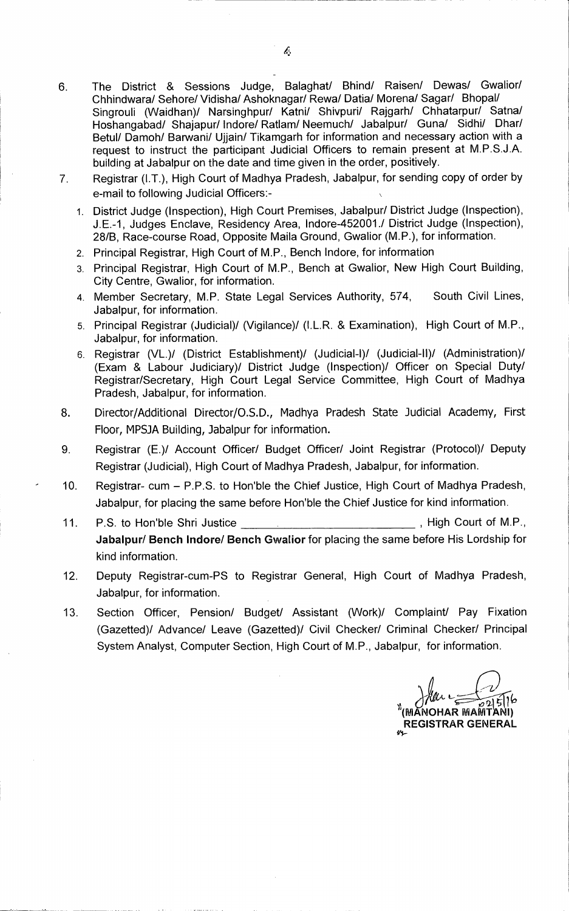6. The District & Sessions Judge, Balaghat/ Bhind/ Raisen/ Dewas/ Gwalior/ Chhindwara/ Sehore/ Vidisha/ Ashoknagar/ Rewa/ Datia/ Morena/ Sagar/ Bhopal/ Singrouli (Waidhan)/ Narsinghpur/ Katni/ Shivpuri/ Rajgarh/ Chhatarpur/ Satna/ Hoshangabad/ Shajapur/ Indore/ Ratlam/ Neemuch/ Jabalpur/ Guna/ Sidhi/ Dhar/ Betul/ Damoh/ Barwani/ Ujjain/ Tikamgarh for information and necessary action with a request to instruct the participant Judicial Officers to remain present at M.P.S.J.A. building at Jabalpur on the date and time given in the order, positively.

7. Registrar (I.T.), High Court of Madhya Pradesh, Jabalpur, for sending copy of order by e-mail to following Judicial Officers:-
   1. District Judge (Inspection), High Court Premises, Jabalpur/ District Judge (Inspection), J.E.-1, Judges Enclave, Residency Area, Indore-452001./ District Judge (Inspection), 28/B, Race-course Road, Opposite Maila Ground, Gwalior (M.P.), for information.
   2. Principal Registrar, High Court of M.P., Bench Indore, for information
   3. Principal Registrar, High Court of M.P., Bench at Gwalior, New High Court Building, City Centre, Gwalior, for information.
   4. Member Secretary, M.P. State Legal Services Authority, 574, South Civil Lines, Jabalpur, for information.
   5. Principal Registrar (Judicial)/ (Vigilance)/ (I.L.R. & Examination), High Court of M.P., Jabalpur, for information.
   6. Registrar (VL.)/ (District Establishment)/ (Judicial-I)/ (Judicial-II)/ (Administration)/ (Exam & Labour Judiciary)/ District Judge (Inspection)/ Officer on Special Duty/ Registrar/Secretary, High Court Legal Service Committee, High Court of Madhya Pradesh, Jabalpur, for information.

8. Director/Additional Director/O.S.D., Madhya Pradesh State Judicial Academy, First Floor, MPSJA Building, Jabalpur for information.

9. Registrar (E.)/ Account Officer/ Budget Officer/ Joint Registrar (Protocol)/ Deputy Registrar (Judicial), High Court of Madhya Pradesh, Jabalpur, for information.

10. Registrar- cum – P.P.S. to Hon'ble the Chief Justice, High Court of Madhya Pradesh, Jabalpur, for placing the same before Hon'ble the Chief Justice for kind information.

11. P.S. to Hon'ble Shri Justice ____________________________, High Court of M.P., **Jabalpur/ Bench Indore/ Bench Gwalior** for placing the same before His Lordship for kind information.

12. Deputy Registrar-cum-PS to Registrar General, High Court of Madhya Pradesh, Jabalpur, for information.

13. Section Officer, Pension/ Budget/ Assistant (Work)/ Complaint/ Pay Fixation (Gazetted)/ Advance/ Leave (Gazetted)/ Civil Checker/ Criminal Checker/ Principal System Analyst, Computer Section, High Court of M.P., Jabalpur, for information.

02/5/16

**(MANOHAR MAMTANI)**
**REGISTRAR GENERAL**